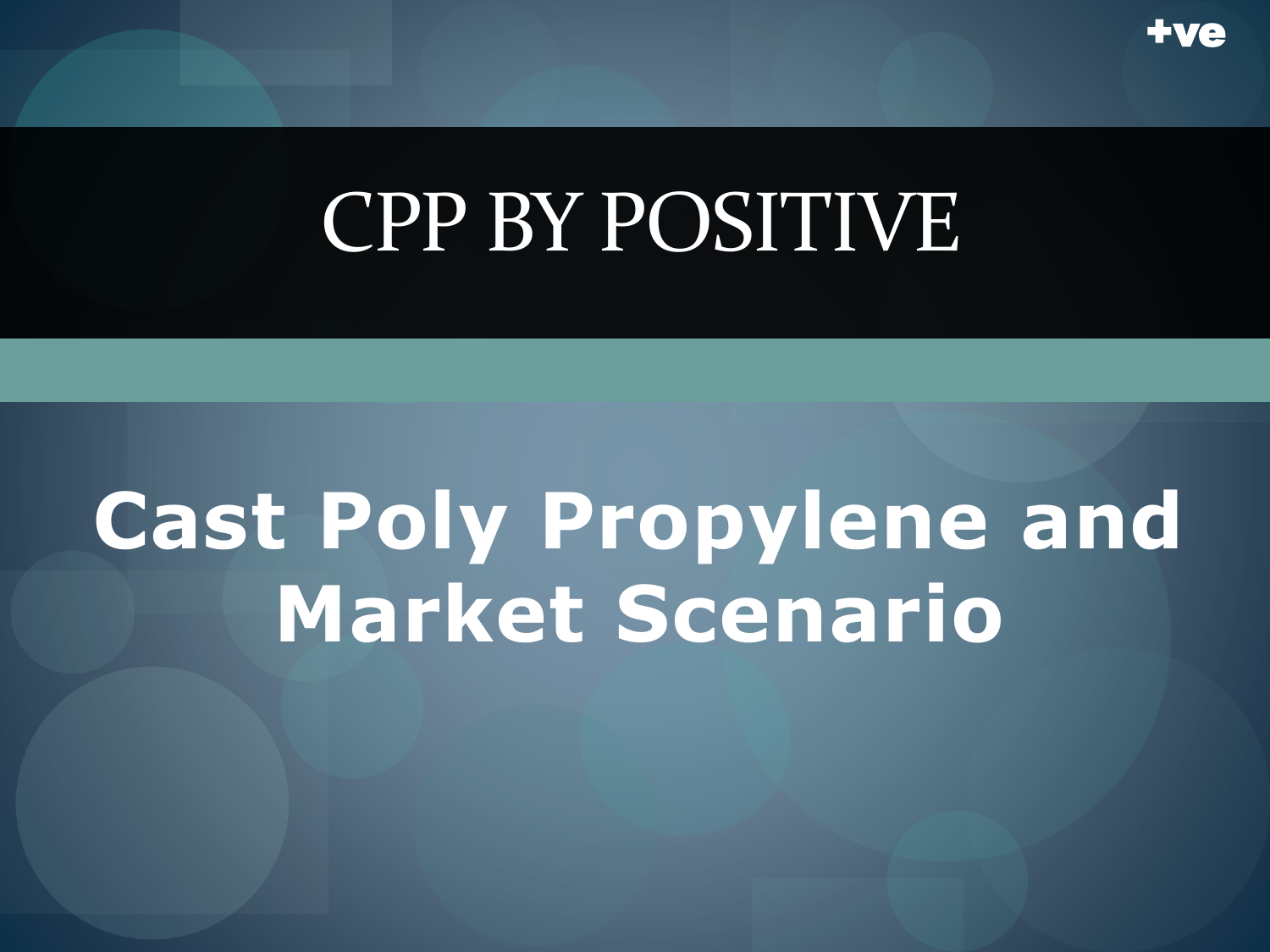+ve

# CPP BY POSITIVE

## Cast Poly Propylene and Market Scenario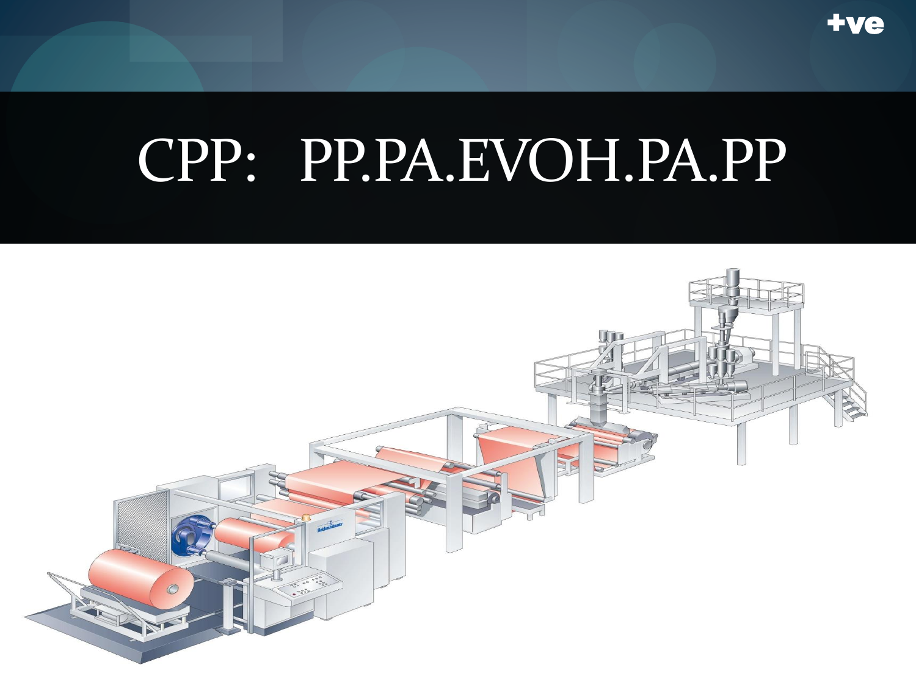# CPP: PP.PA.EVOH.PA.PP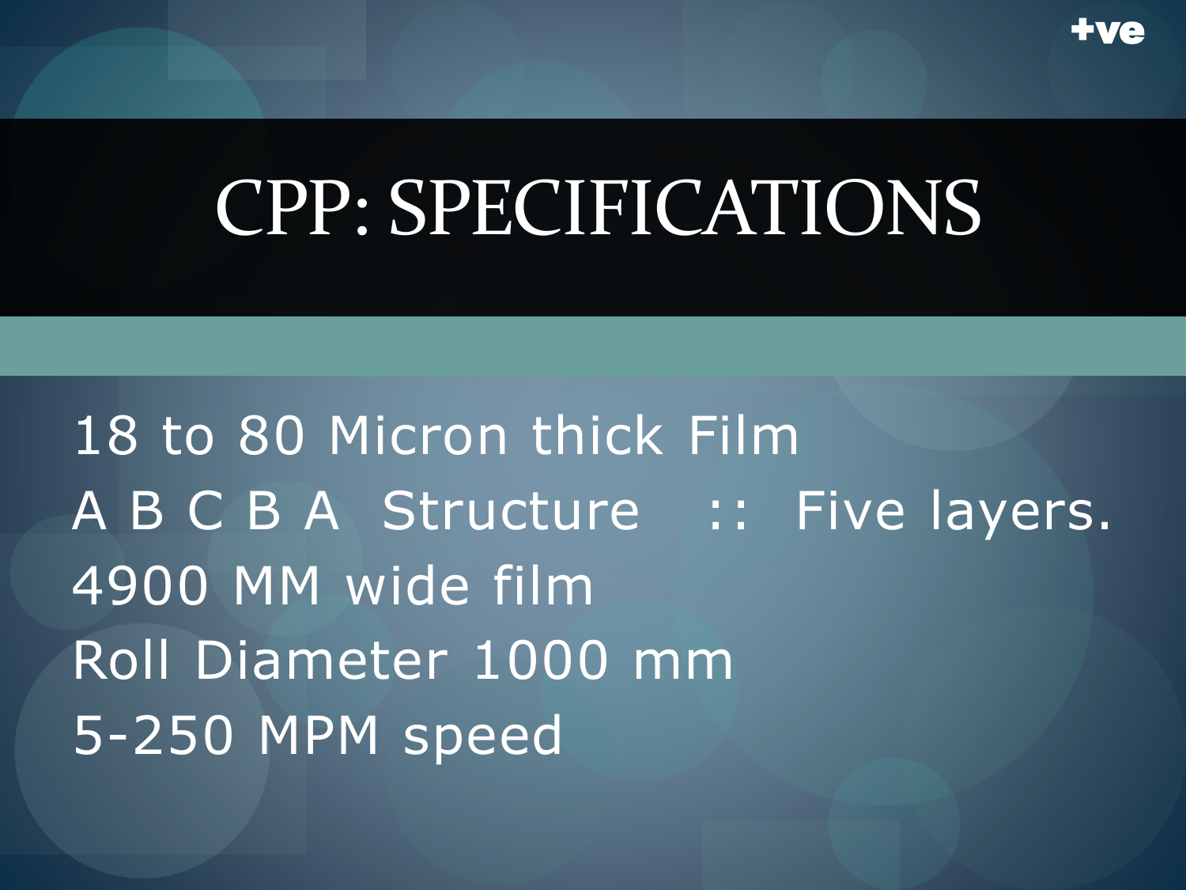# CPP: SPECIFICATIONS

18 to 80 Micron thick Film
A B C B A  Structure  ::  Five layers.
4900 MM wide film
Roll Diameter 1000 mm
5-250 MPM speed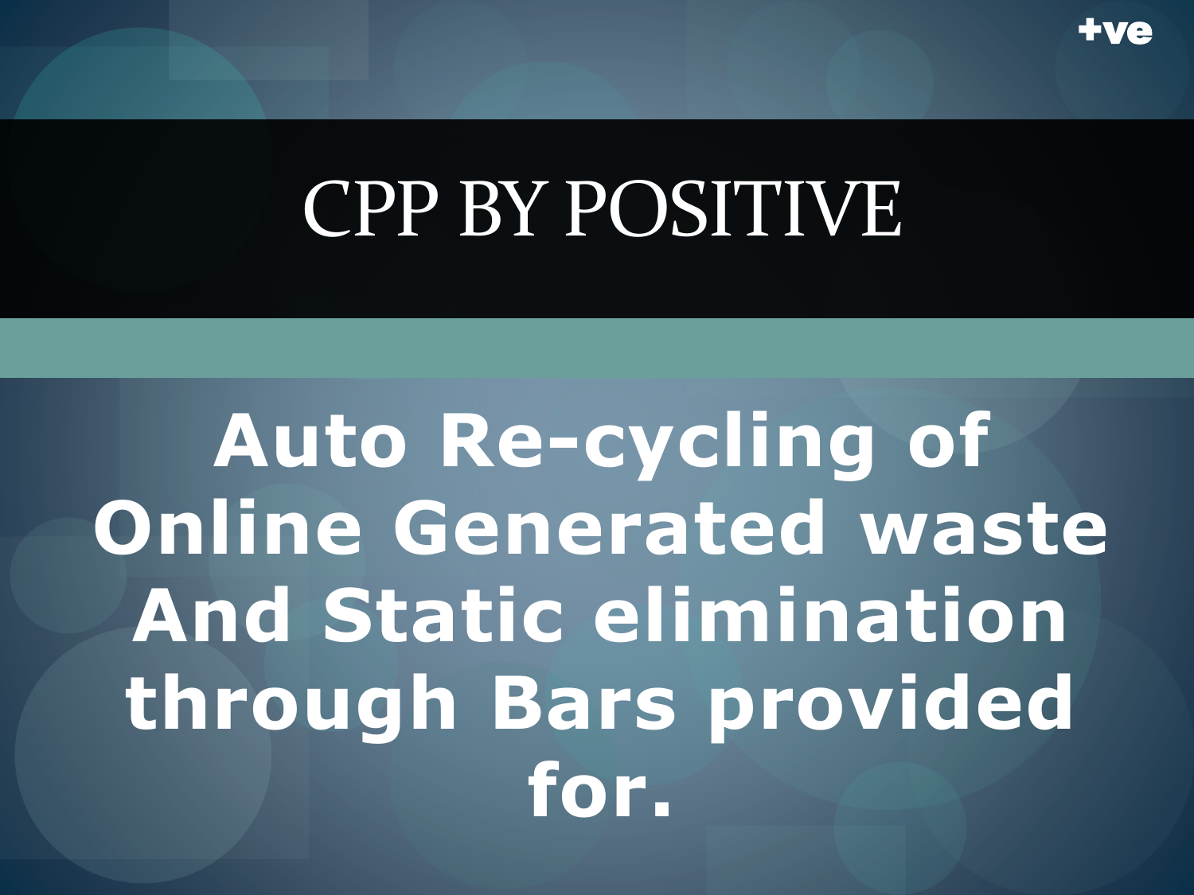# CPP BY POSITIVE

**Auto Re-cycling of Online Generated waste And Static elimination through Bars provided for.**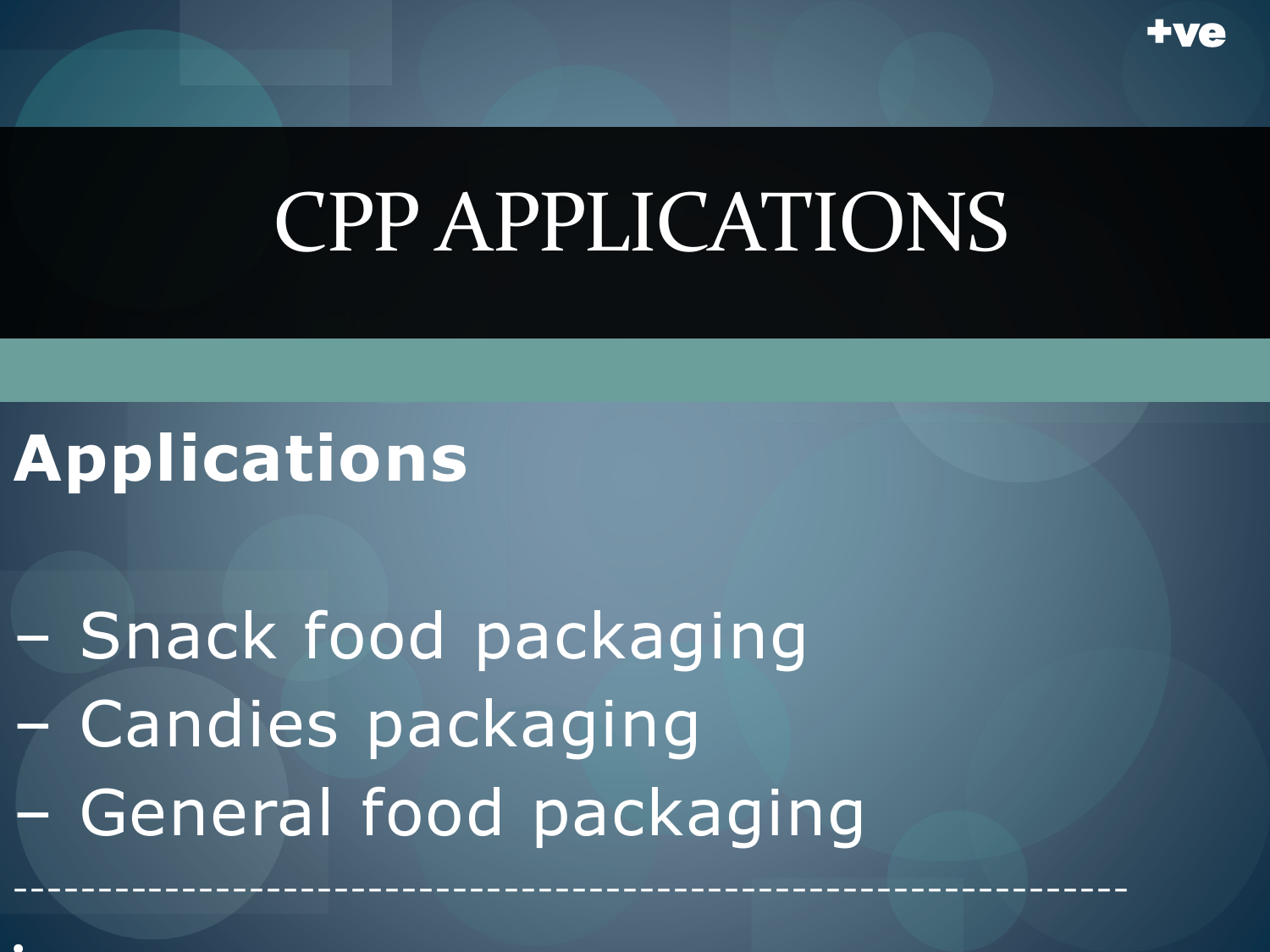# CPP APPLICATIONS

**Applications**

– Snack food packaging
– Candies packaging
– General food packaging

------------------------------------------------------------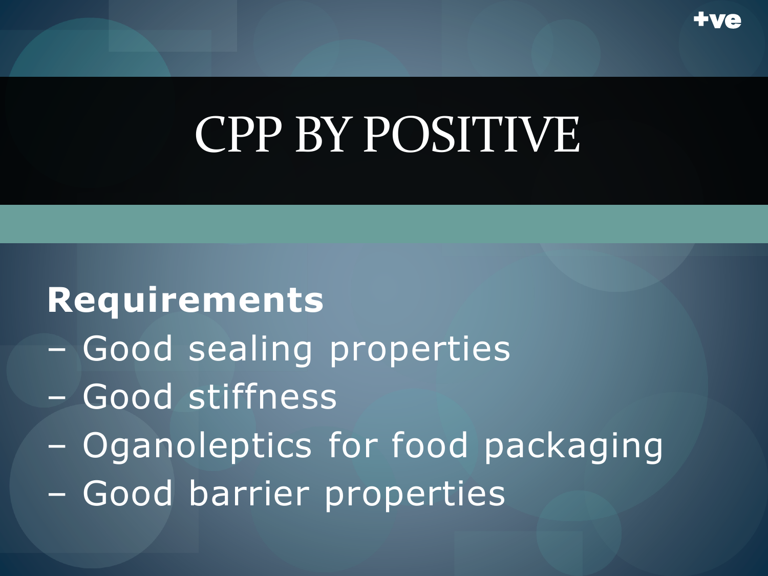# CPP BY POSITIVE

**Requirements**

– Good sealing properties

– Good stiffness

– Oganoleptics for food packaging

– Good barrier properties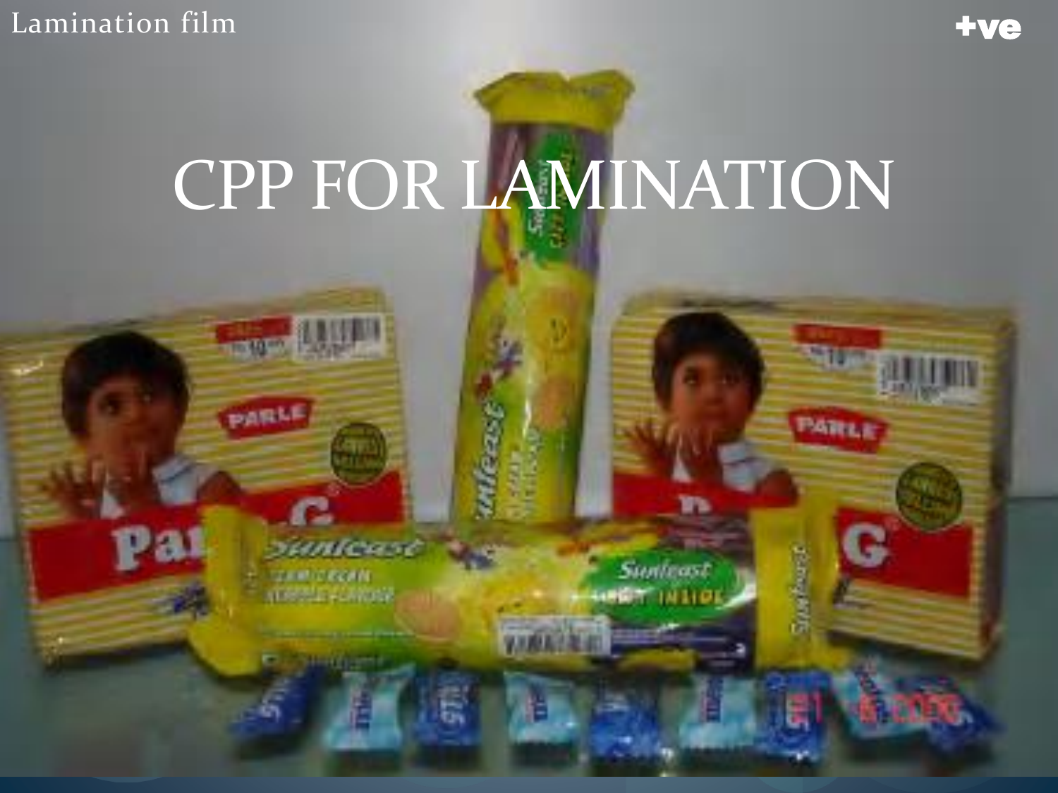# CPP FOR LAMINATION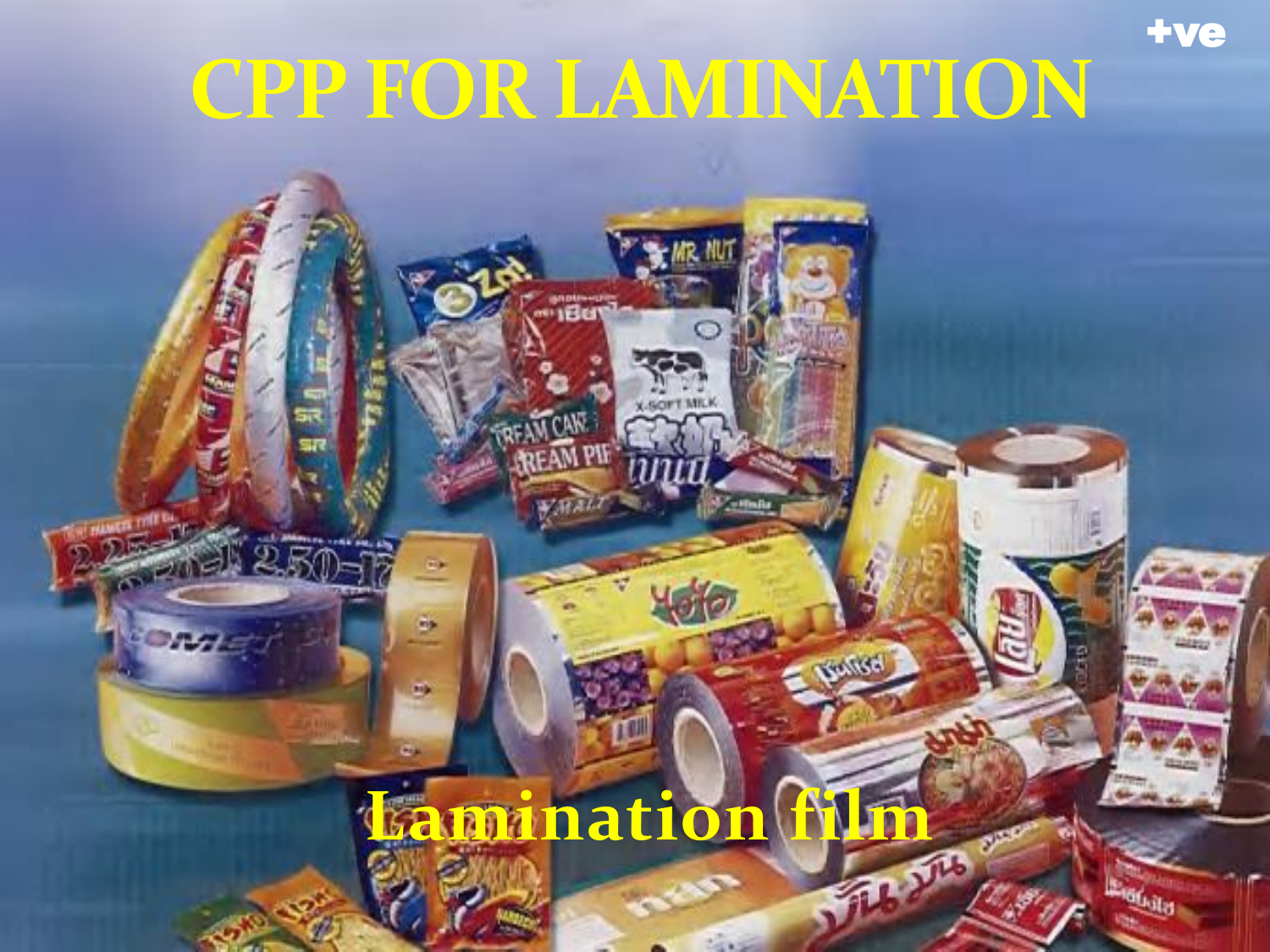# CPP FOR LAMINATION

Lamination film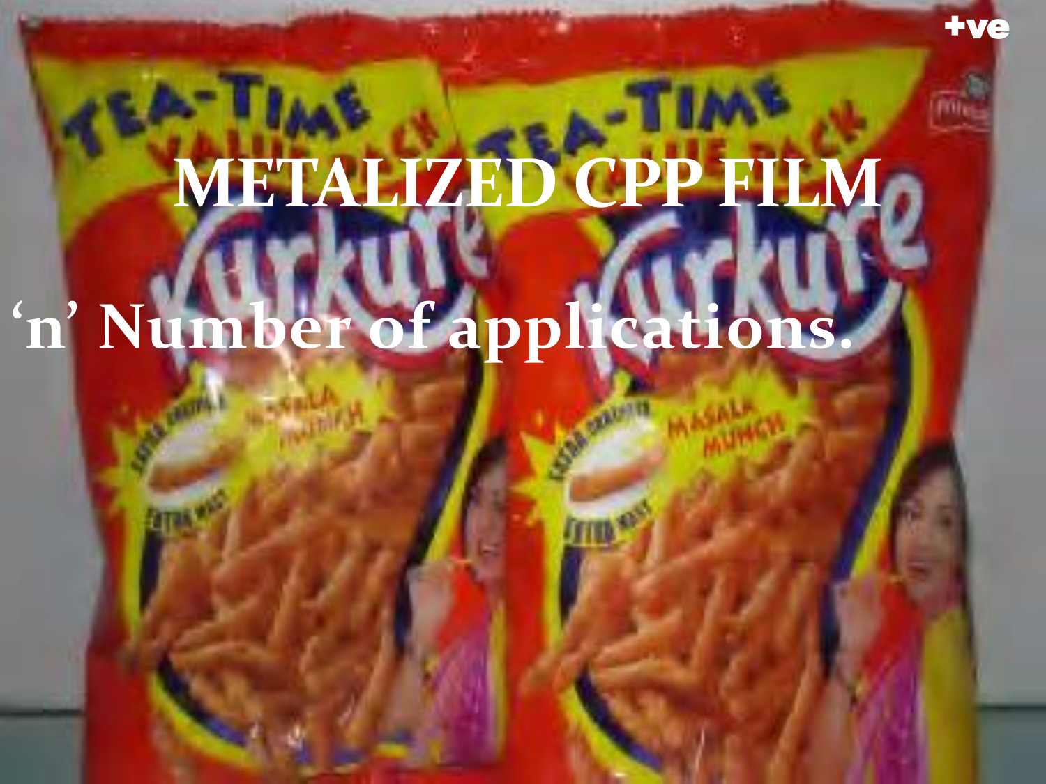+ve

# METALIZED CPP FILM

‘n’ Number of applications.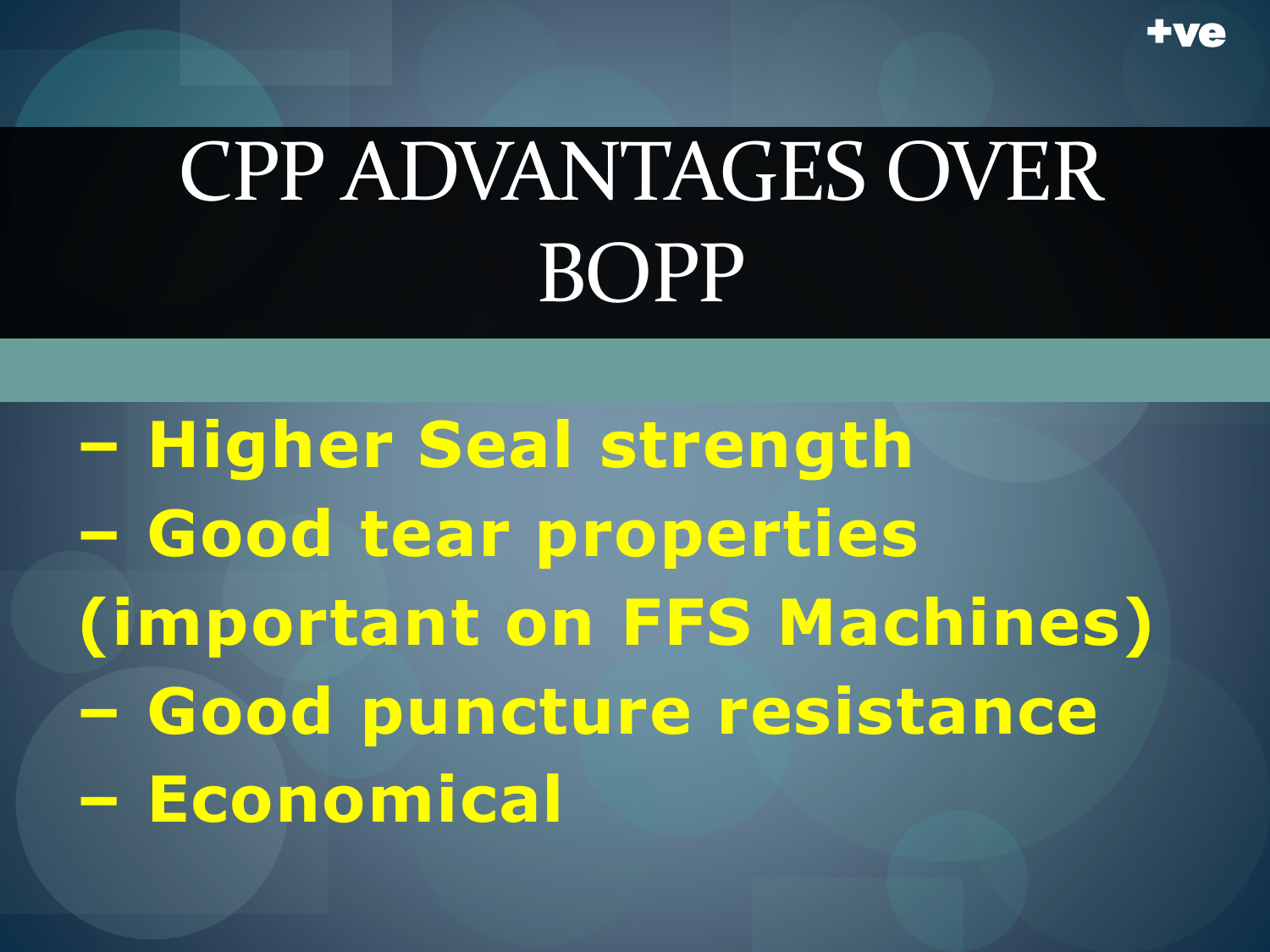+ve

# CPP ADVANTAGES OVER BOPP

- **Higher Seal strength**
- **Good tear properties (important on FFS Machines)**
- **Good puncture resistance**
- **Economical**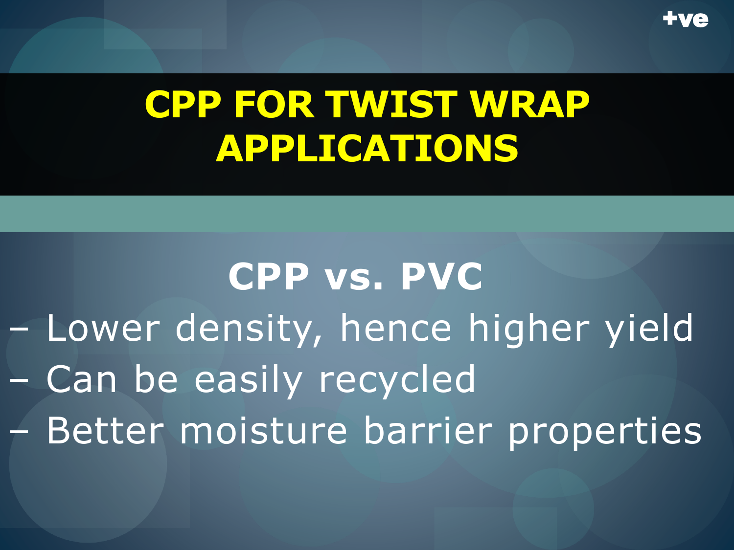# CPP FOR TWIST WRAP APPLICATIONS

## CPP vs. PVC

- Lower density, hence higher yield
- Can be easily recycled
- Better moisture barrier properties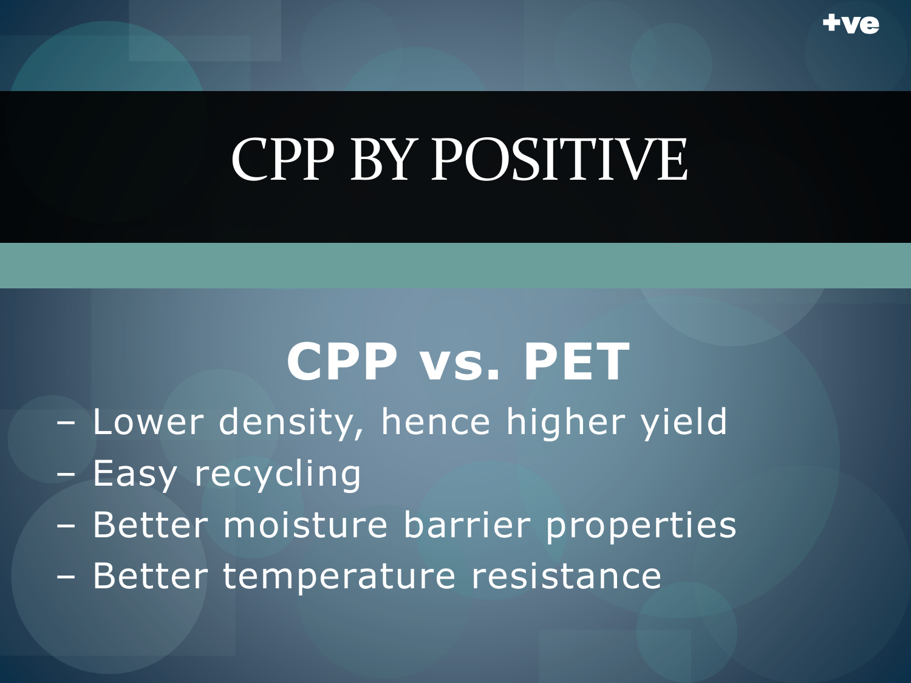# CPP BY POSITIVE

## CPP vs. PET

- Lower density, hence higher yield
- Easy recycling
- Better moisture barrier properties
- Better temperature resistance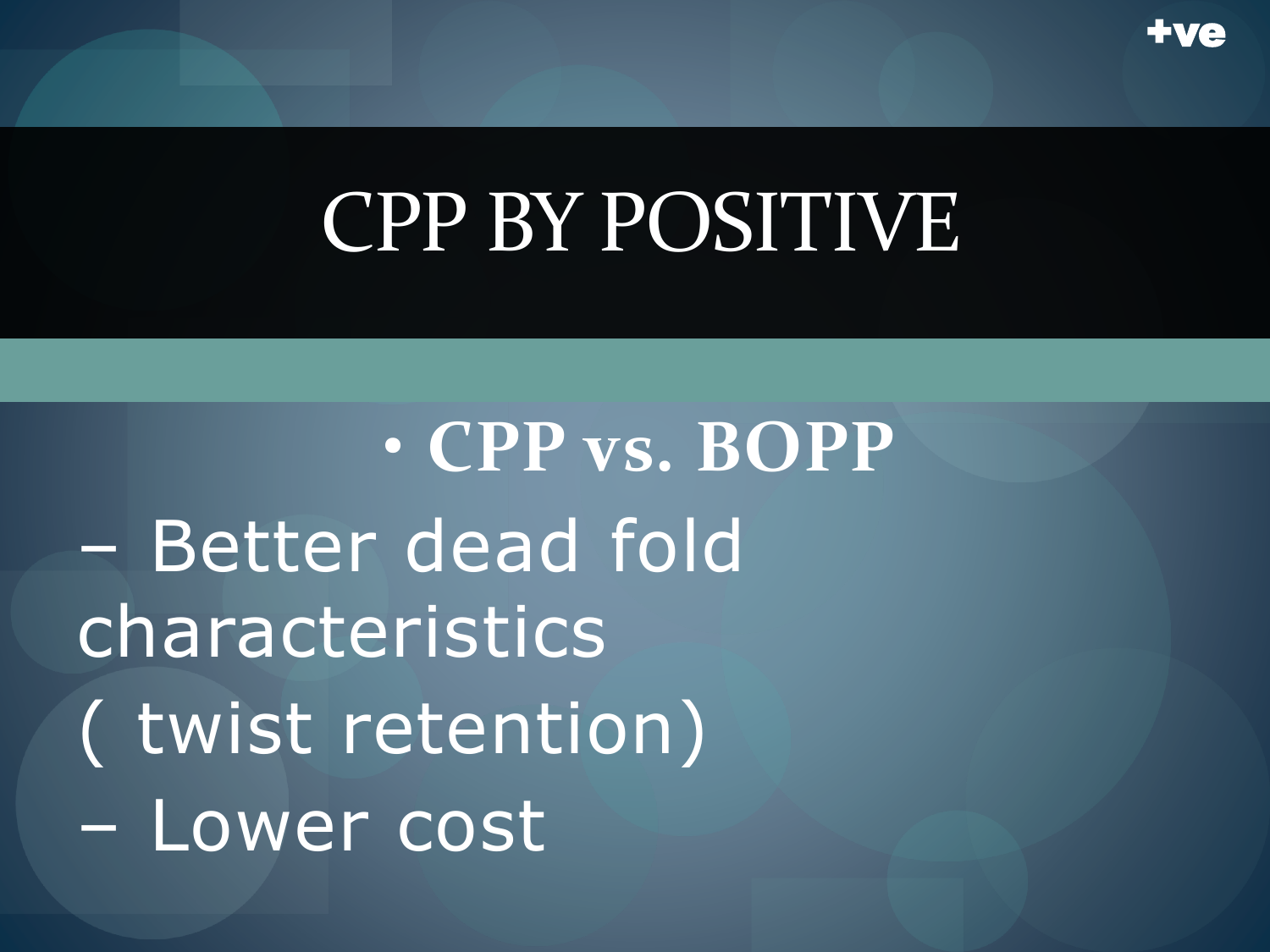# CPP BY POSITIVE

- **CPP vs. BOPP**

– Better dead fold characteristics ( twist retention)

– Lower cost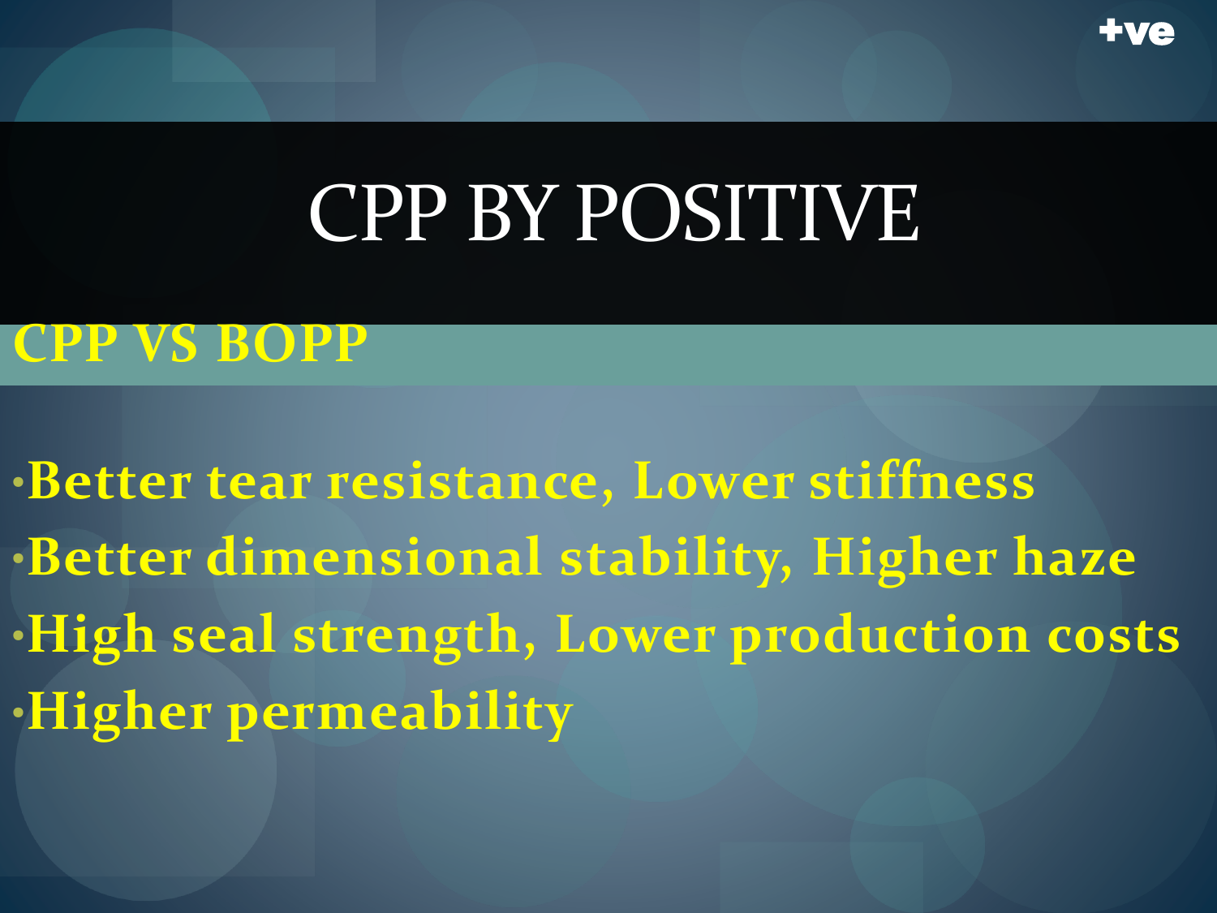# CPP BY POSITIVE

## CPP VS BOPP

- **Better tear resistance, Lower stiffness**
- **Better dimensional stability, Higher haze**
- **High seal strength, Lower production costs**
- **Higher permeability**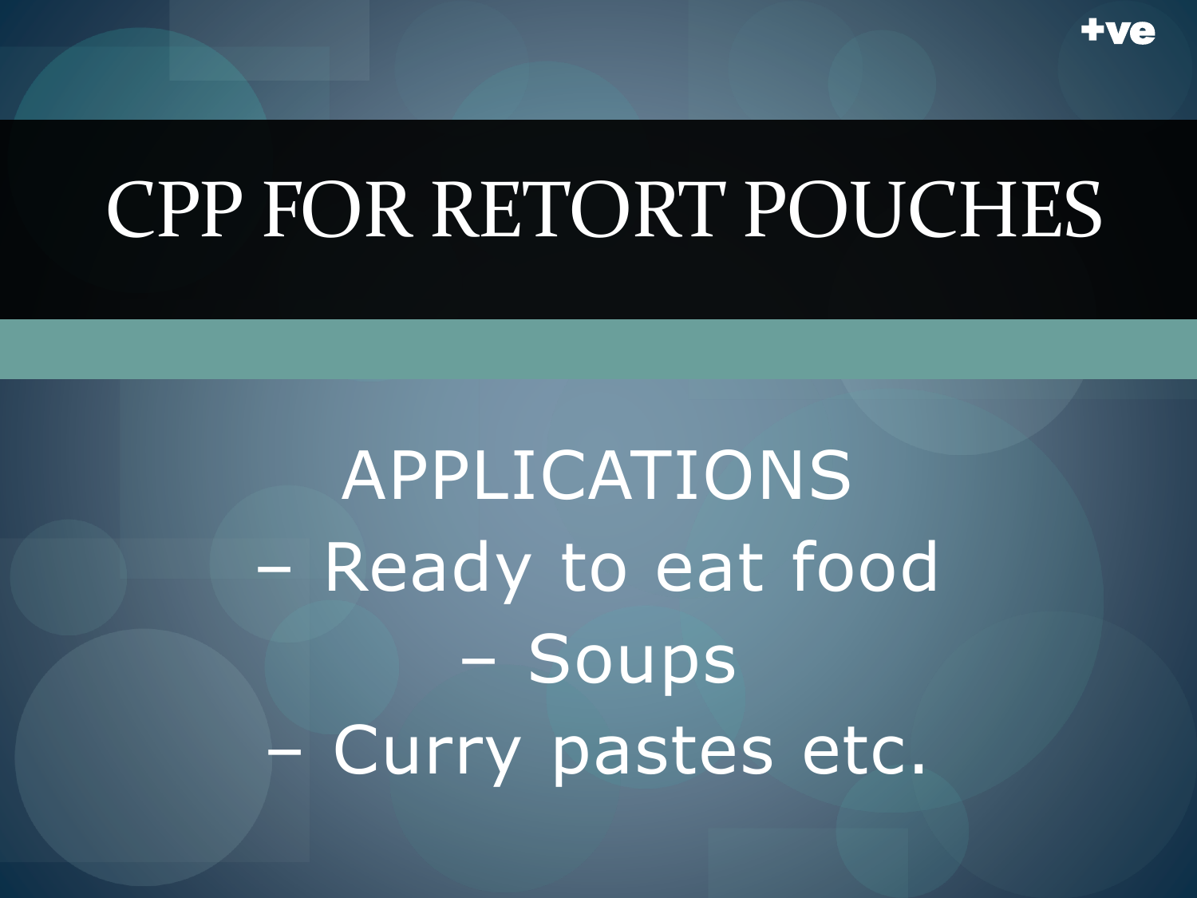# CPP FOR RETORT POUCHES

APPLICATIONS

– Ready to eat food

– Soups

– Curry pastes etc.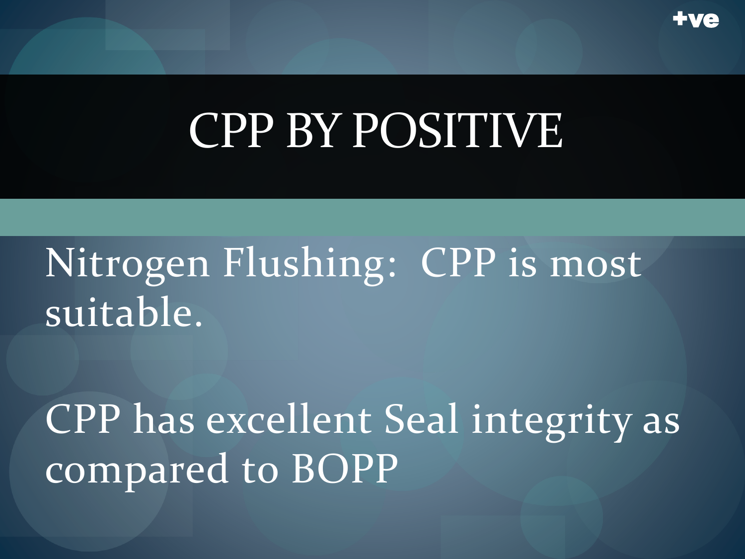# CPP BY POSITIVE

Nitrogen Flushing:  CPP is most suitable.

CPP has excellent Seal integrity as compared to BOPP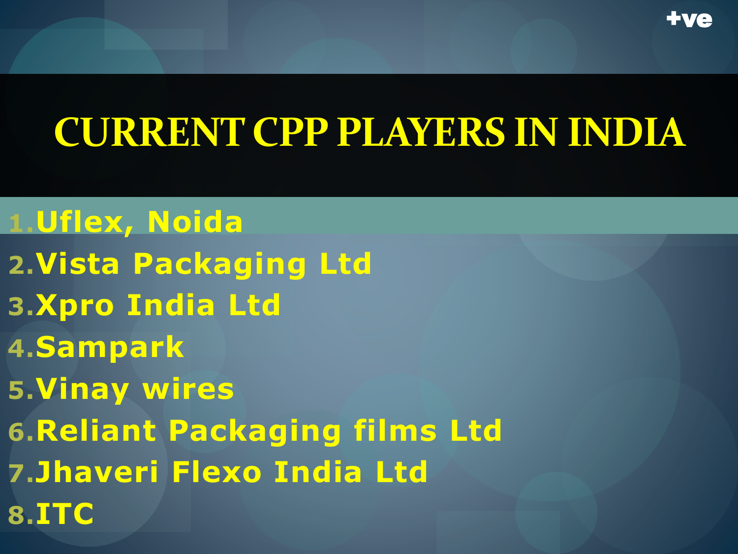# CURRENT CPP PLAYERS IN INDIA

1. Uflex, Noida
2. Vista Packaging Ltd
3. Xpro India Ltd
4. Sampark
5. Vinay wires
6. Reliant Packaging films Ltd
7. Jhaveri Flexo India Ltd
8. ITC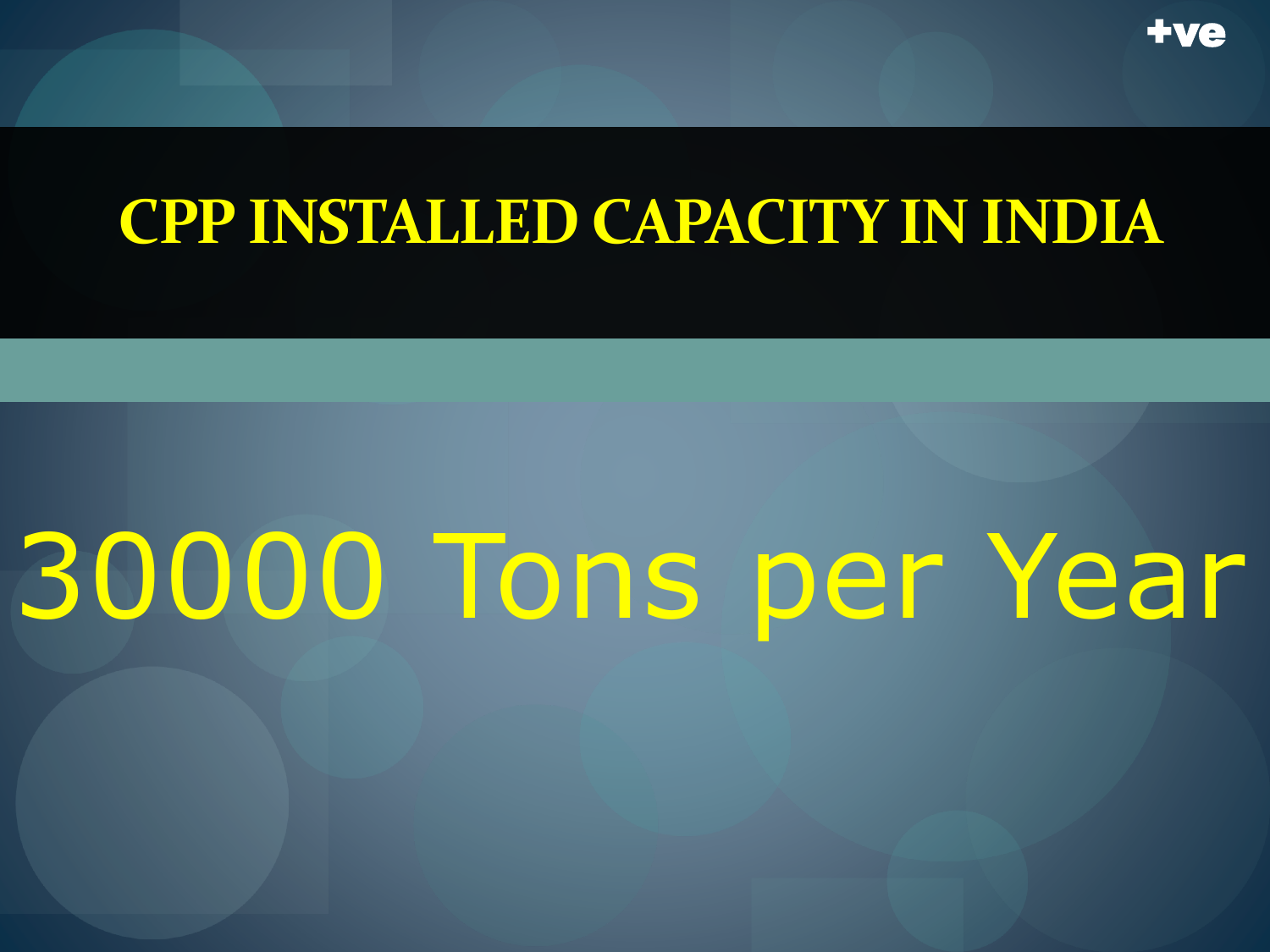# CPP INSTALLED CAPACITY IN INDIA

30000 Tons per Year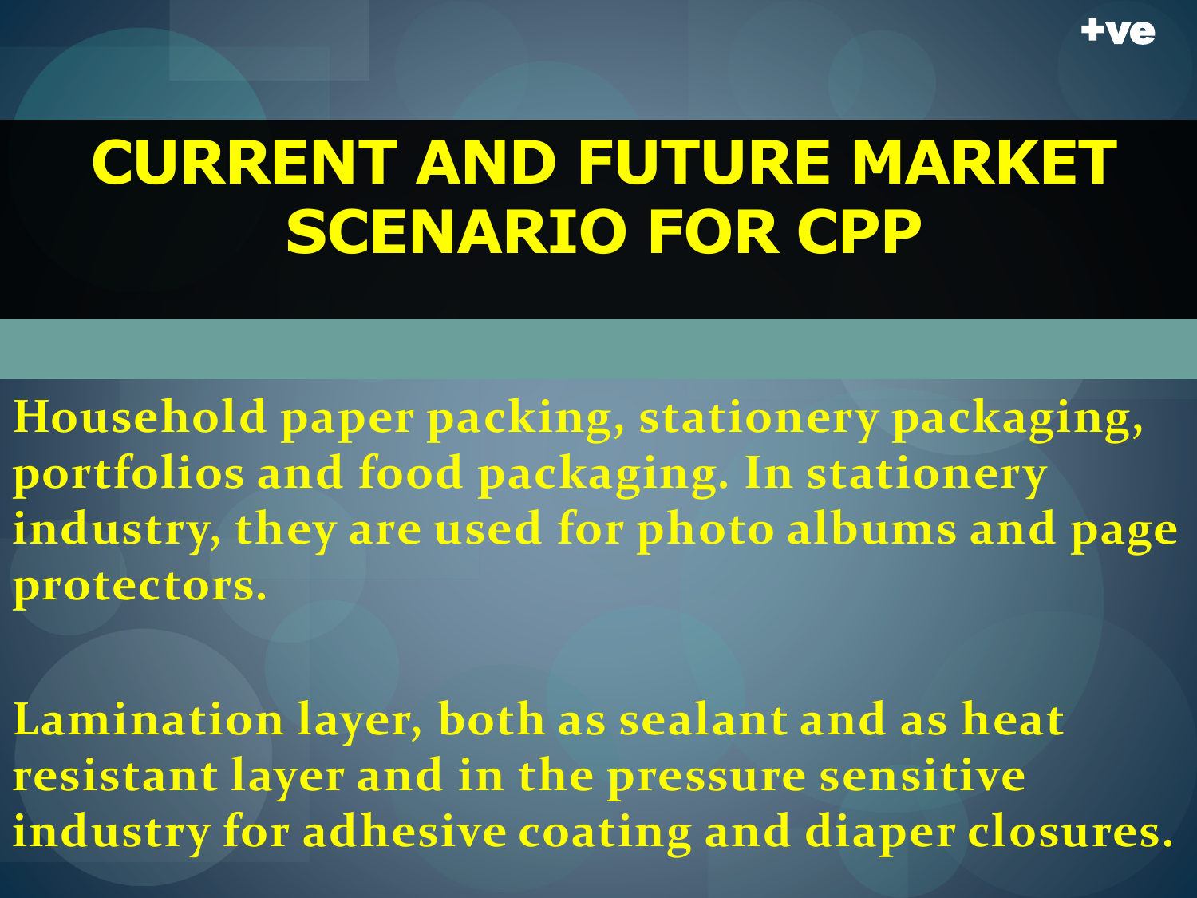# CURRENT AND FUTURE MARKET SCENARIO FOR CPP

Household paper packing, stationery packaging, portfolios and food packaging. In stationery industry, they are used for photo albums and page protectors.

Lamination layer, both as sealant and as heat resistant layer and in the pressure sensitive industry for adhesive coating and diaper closures.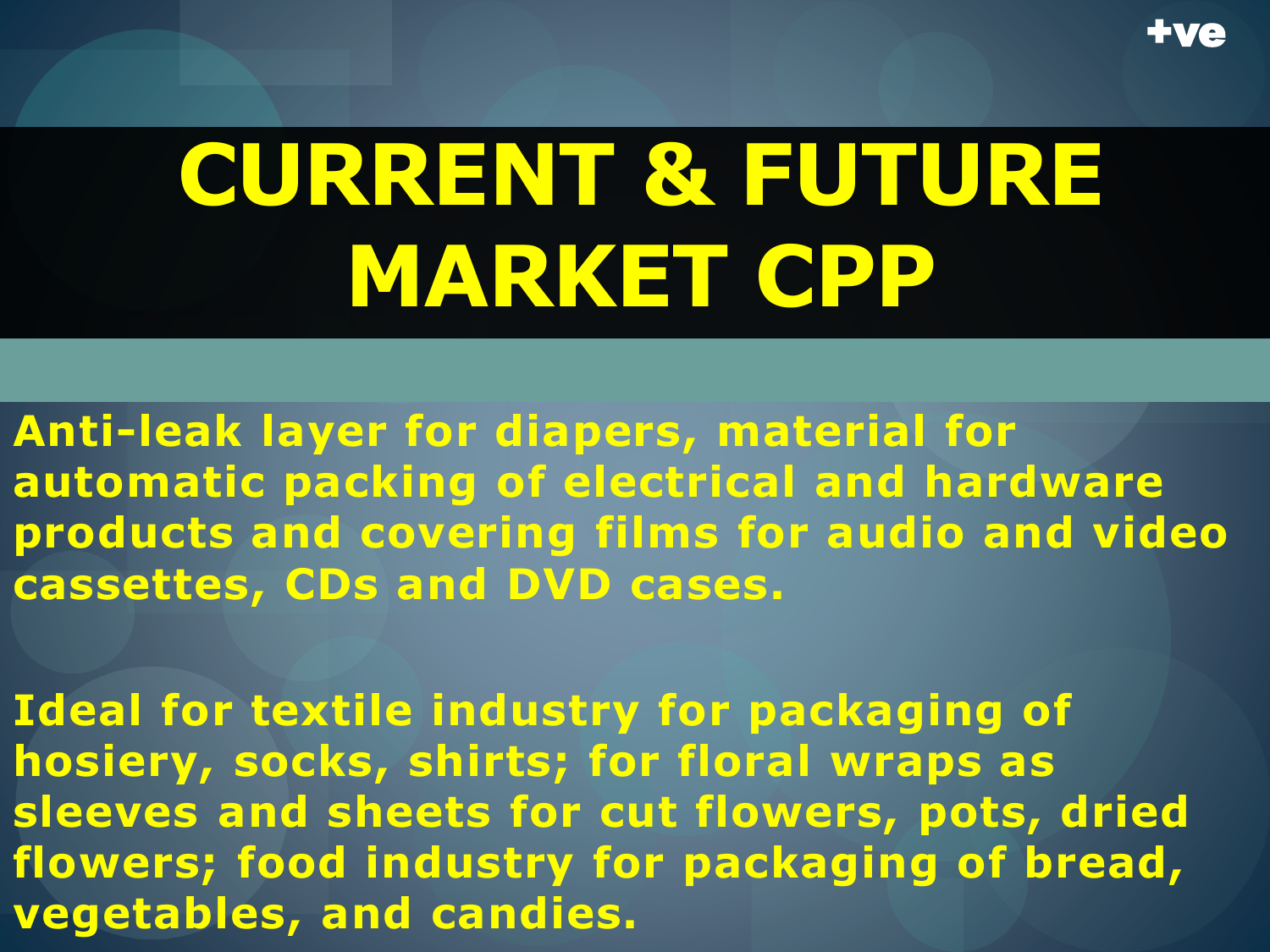# CURRENT & FUTURE MARKET CPP

**Anti-leak layer for diapers, material for automatic packing of electrical and hardware products and covering films for audio and video cassettes, CDs and DVD cases.**

**Ideal for textile industry for packaging of hosiery, socks, shirts; for floral wraps as sleeves and sheets for cut flowers, pots, dried flowers; food industry for packaging of bread, vegetables, and candies.**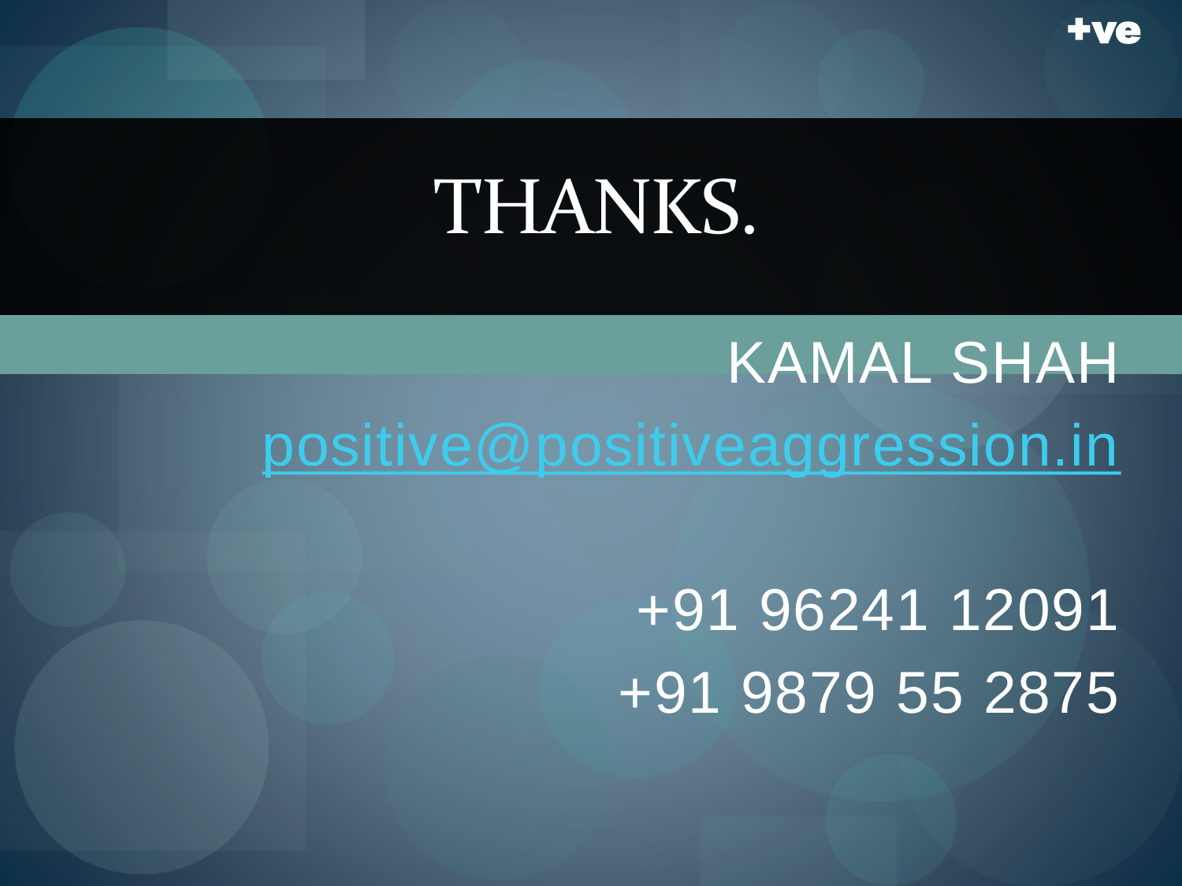+ve

# THANKS.

KAMAL SHAH

positive@positiveaggression.in

+91 96241 12091

+91 9879 55 2875